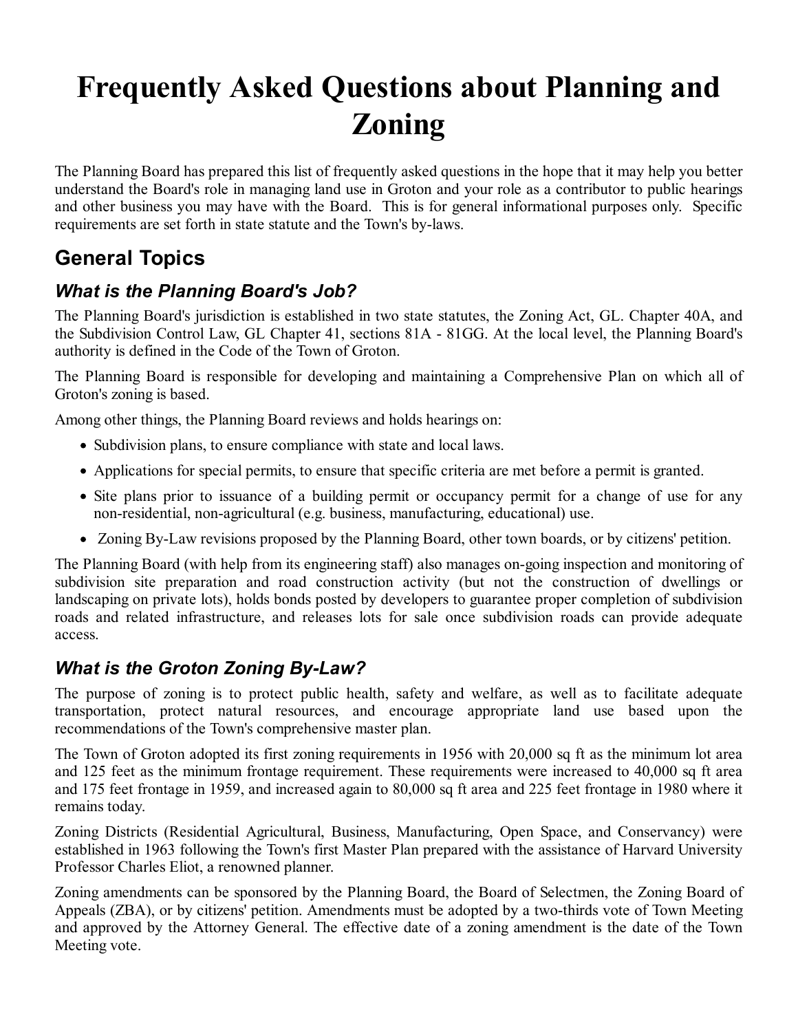# Frequently Asked Questions about Planning and Zoning

The Planning Board has prepared this list of frequently asked questions in the hope that it may help you better understand the Board's role in managing land use in Groton and your role as a contributor to public hearings and other business you may have with the Board. This is for general informational purposes only. Specific requirements are set forth in state statute and the Town's by-laws.

## General Topics

### *What is the Planning Board's Job?*

The Planning Board's jurisdiction is established in two state statutes, the Zoning Act, GL. Chapter 40A, and the Subdivision Control Law, GL Chapter 41, sections 81A - 81GG. At the local level, the Planning Board's authority is defined in the Code of the Town of Groton.

The Planning Board is responsible for developing and maintaining a Comprehensive Plan on which all of Groton's zoning is based.

Among other things, the Planning Board reviews and holds hearings on:

- Subdivision plans, to ensure compliance with state and local laws.
- Applications for special permits, to ensure that specific criteria are met before a permit is granted.
- Site plans prior to issuance of a building permit or occupancy permit for a change of use for any non-residential, non-agricultural (e.g. business, manufacturing, educational) use.
- Zoning By-Law revisions proposed by the Planning Board, other town boards, or by citizens' petition.

The Planning Board (with help from its engineering staff) also manages on-going inspection and monitoring of subdivision site preparation and road construction activity (but not the construction of dwellings or landscaping on private lots), holds bonds posted by developers to guarantee proper completion of subdivision roads and related infrastructure, and releases lots for sale once subdivision roads can provide adequate access.

### *What is the Groton Zoning By-Law?*

The purpose of zoning is to protect public health, safety and welfare, as well as to facilitate adequate transportation, protect natural resources, and encourage appropriate land use based upon the recommendations of the Town's comprehensive master plan.

The Town of Groton adopted its first zoning requirements in 1956 with 20,000 sq ft as the minimum lot area and 125 feet as the minimum frontage requirement. These requirements were increased to 40,000 sq ft area and 175 feet frontage in 1959, and increased again to 80,000 sq ft area and 225 feet frontage in 1980 where it remains today.

Zoning Districts (Residential Agricultural, Business, Manufacturing, Open Space, and Conservancy) were established in 1963 following the Town's first Master Plan prepared with the assistance of Harvard University Professor Charles Eliot, a renowned planner.

Zoning amendments can be sponsored by the Planning Board, the Board of Selectmen, the Zoning Board of Appeals (ZBA), or by citizens' petition. Amendments must be adopted by a two-thirds vote of Town Meeting and approved by the Attorney General. The effective date of a zoning amendment is the date of the Town Meeting vote.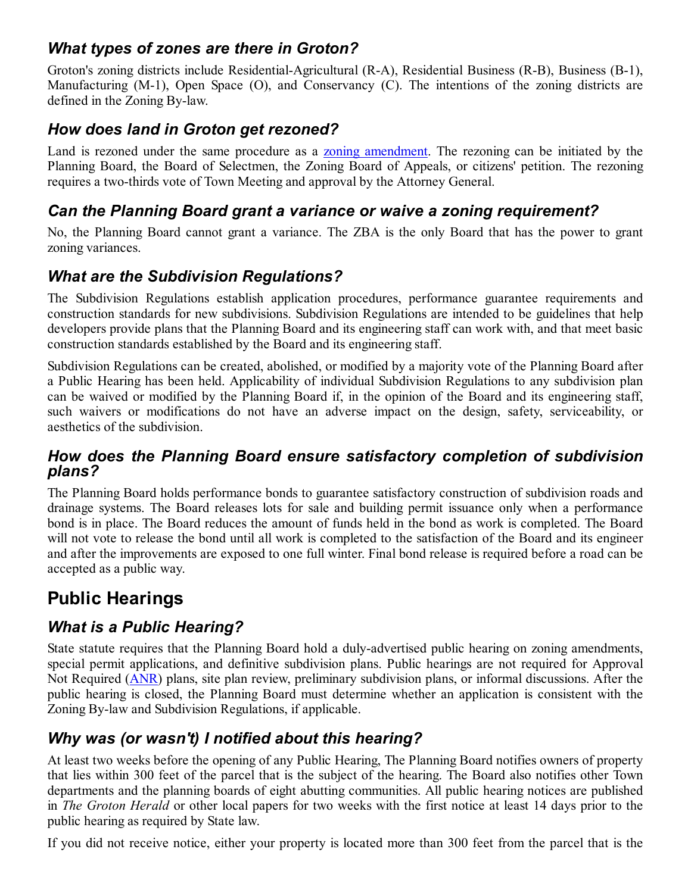### *What types of zones are there in Groton?*

Groton's zoning districts include Residential-Agricultural (R-A), Residential Business (R-B), Business (B-1), Manufacturing (M-1), Open Space (O), and Conservancy (C). The intentions of the zoning districts are defined in the Zoning By-law.

### *How does land in Groton get rezoned?*

Land is rezoned under the same procedure as a [zoning amendment](). The rezoning can be initiated by the Planning Board, the Board of Selectmen, the Zoning Board of Appeals, or citizens' petition. The rezoning requires a two-thirds vote of Town Meeting and approval by the Attorney General.

### *Can the Planning Board grant a variance or waive a zoning requirement?*

No, the Planning Board cannot grant a variance. The ZBA is the only Board that has the power to grant zoning variances.

### *What are the Subdivision Regulations?*

The Subdivision Regulations establish application procedures, performance guarantee requirements and construction standards for new subdivisions. Subdivision Regulations are intended to be guidelines that help developers provide plans that the Planning Board and its engineering staff can work with, and that meet basic construction standards established by the Board and its engineering staff.

Subdivision Regulations can be created, abolished, or modified by a majority vote of the Planning Board after a Public Hearing has been held. Applicability of individual Subdivision Regulations to any subdivision plan can be waived or modified by the Planning Board if, in the opinion of the Board and its engineering staff, such waivers or modifications do not have an adverse impact on the design, safety, serviceability, or aesthetics of the subdivision.

### *How does the Planning Board ensure satisfactory completion of subdivision plans?*

The Planning Board holds performance bonds to guarantee satisfactory construction of subdivision roads and drainage systems. The Board releases lots for sale and building permit issuance only when a performance bond is in place. The Board reduces the amount of funds held in the bond as work is completed. The Board will not vote to release the bond until all work is completed to the satisfaction of the Board and its engineer and after the improvements are exposed to one full winter. Final bond release is required before a road can be accepted as a public way.

## Public Hearings

### *What is a Public Hearing?*

State statute requires that the Planning Board hold a duly-advertised public hearing on zoning amendments, special permit applications, and definitive subdivision plans. Public hearings are not required for Approval Not Required ([ANR]()) plans, site plan review, preliminary subdivision plans, or informal discussions. After the public hearing is closed, the Planning Board must determine whether an application is consistent with the Zoning By-law and Subdivision Regulations, if applicable.

### *Why was (or wasn't) I notified about this hearing?*

At least two weeks before the opening of any Public Hearing, The Planning Board notifies owners of property that lies within 300 feet of the parcel that is the subject of the hearing. The Board also notifies other Town departments and the planning boards of eight abutting communities. All public hearing notices are published in *The Groton Herald* or other local papers for two weeks with the first notice at least 14 days prior to the public hearing as required by State law.

If you did not receive notice, either your property is located more than 300 feet from the parcel that is the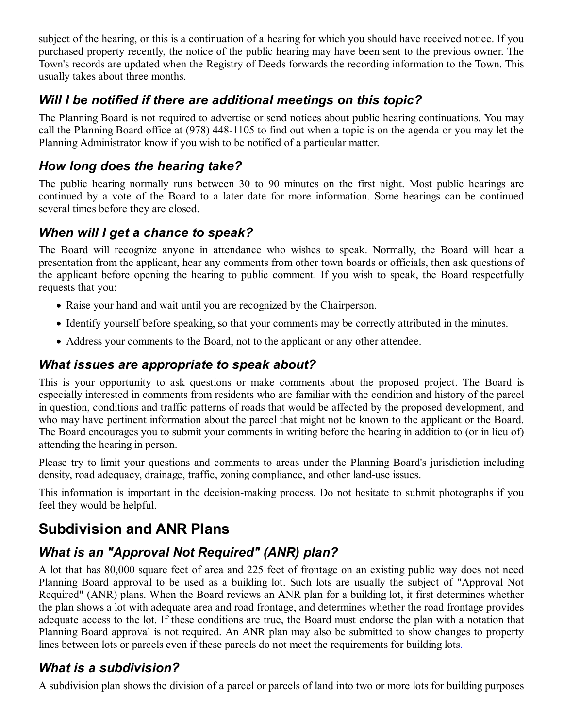subject of the hearing, or this is a continuation of a hearing for which you should have received notice. If you purchased property recently, the notice of the public hearing may have been sent to the previous owner. The Town's records are updated when the Registry of Deeds forwards the recording information to the Town. This usually takes about three months.

### *Will I be notified if there are additional meetings on this topic?*

The Planning Board is not required to advertise or send notices about public hearing continuations. You may call the Planning Board office at (978) 448-1105 to find out when a topic is on the agenda or you may let the Planning Administrator know if you wish to be notified of a particular matter.

### *How long does the hearing take?*

The public hearing normally runs between 30 to 90 minutes on the first night. Most public hearings are continued by a vote of the Board to a later date for more information. Some hearings can be continued several times before they are closed.

### *When will I get a chance to speak?*

The Board will recognize anyone in attendance who wishes to speak. Normally, the Board will hear a presentation from the applicant, hear any comments from other town boards or officials, then ask questions of the applicant before opening the hearing to public comment. If you wish to speak, the Board respectfully requests that you:

- Raise your hand and wait until you are recognized by the Chairperson.
- Identify yourself before speaking, so that your comments may be correctly attributed in the minutes.
- Address your comments to the Board, not to the applicant or any other attendee.

### *What issues are appropriate to speak about?*

This is your opportunity to ask questions or make comments about the proposed project. The Board is especially interested in comments from residents who are familiar with the condition and history of the parcel in question, conditions and traffic patterns of roads that would be affected by the proposed development, and who may have pertinent information about the parcel that might not be known to the applicant or the Board. The Board encourages you to submit your comments in writing before the hearing in addition to (or in lieu of) attending the hearing in person.

Please try to limit your questions and comments to areas under the Planning Board's jurisdiction including density, road adequacy, drainage, traffic, zoning compliance, and other land-use issues.

This information is important in the decision-making process. Do not hesitate to submit photographs if you feel they would be helpful.

## Subdivision and ANR Plans

### *What is an "Approval Not Required" (ANR) plan?*

A lot that has 80,000 square feet of area and 225 feet of frontage on an existing public way does not need Planning Board approval to be used as a building lot. Such lots are usually the subject of "Approval Not Required" (ANR) plans. When the Board reviews an ANR plan for a building lot, it first determines whether the plan shows a lot with adequate area and road frontage, and determines whether the road frontage provides adequate access to the lot. If these conditions are true, the Board must endorse the plan with a notation that Planning Board approval is not required. An ANR plan may also be submitted to show changes to property lines between lots or parcels even if these parcels do not meet the requirements for building lots.

### *What is a subdivision?*

A subdivision plan shows the division of a parcel or parcels of land into two or more lots for building purposes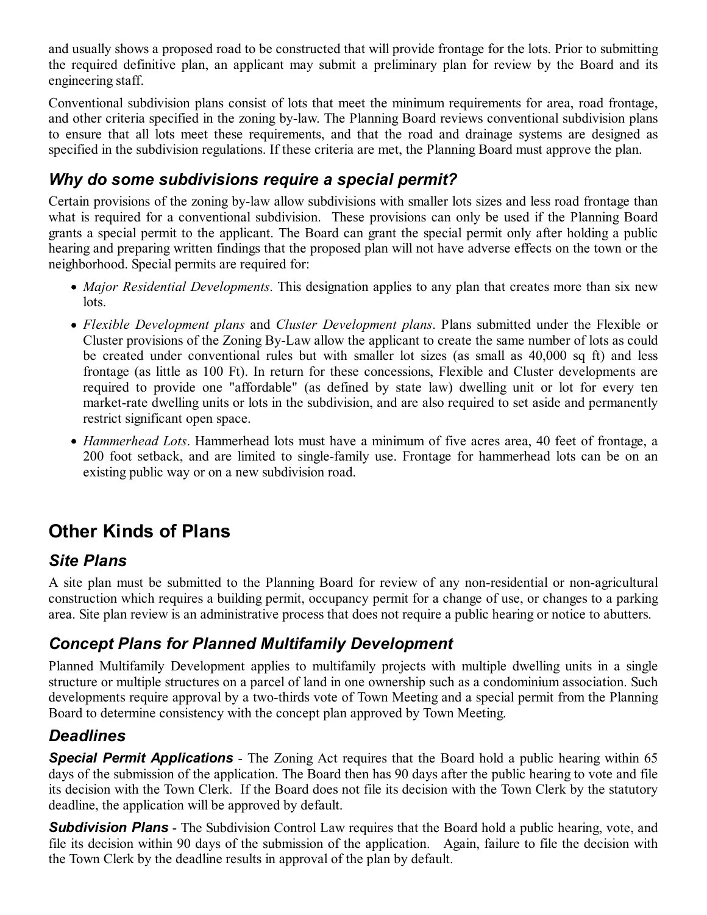and usually shows a proposed road to be constructed that will provide frontage for the lots. Prior to submitting the required definitive plan, an applicant may submit a preliminary plan for review by the Board and its engineering staff.

Conventional subdivision plans consist of lots that meet the minimum requirements for area, road frontage, and other criteria specified in the zoning by-law. The Planning Board reviews conventional subdivision plans to ensure that all lots meet these requirements, and that the road and drainage systems are designed as specified in the subdivision regulations. If these criteria are met, the Planning Board must approve the plan.

### *Why do some subdivisions require a special permit?*

Certain provisions of the zoning by-law allow subdivisions with smaller lots sizes and less road frontage than what is required for a conventional subdivision. These provisions can only be used if the Planning Board grants a special permit to the applicant. The Board can grant the special permit only after holding a public hearing and preparing written findings that the proposed plan will not have adverse effects on the town or the neighborhood. Special permits are required for:

- *Major Residential Developments*. This designation applies to any plan that creates more than six new lots.
- *Flexible Development plans* and *Cluster Development plans*. Plans submitted under the Flexible or Cluster provisions of the Zoning By-Law allow the applicant to create the same number of lots as could be created under conventional rules but with smaller lot sizes (as small as 40,000 sq ft) and less frontage (as little as 100 Ft). In return for these concessions, Flexible and Cluster developments are required to provide one "affordable" (as defined by state law) dwelling unit or lot for every ten market-rate dwelling units or lots in the subdivision, and are also required to set aside and permanently restrict significant open space.
- *Hammerhead Lots*. Hammerhead lots must have a minimum of five acres area, 40 feet of frontage, a 200 foot setback, and are limited to single-family use. Frontage for hammerhead lots can be on an existing public way or on a new subdivision road.

## Other Kinds of Plans

### *Site Plans*

A site plan must be submitted to the Planning Board for review of any non-residential or non-agricultural construction which requires a building permit, occupancy permit for a change of use, or changes to a parking area. Site plan review is an administrative process that does not require a public hearing or notice to abutters.

### *Concept Plans for Planned Multifamily Development*

Planned Multifamily Development applies to multifamily projects with multiple dwelling units in a single structure or multiple structures on a parcel of land in one ownership such as a condominium association. Such developments require approval by a two-thirds vote of Town Meeting and a special permit from the Planning Board to determine consistency with the concept plan approved by Town Meeting.

### *Deadlines*

***Special Permit Applications*** - The Zoning Act requires that the Board hold a public hearing within 65 days of the submission of the application. The Board then has 90 days after the public hearing to vote and file its decision with the Town Clerk. If the Board does not file its decision with the Town Clerk by the statutory deadline, the application will be approved by default.

***Subdivision Plans*** - The Subdivision Control Law requires that the Board hold a public hearing, vote, and file its decision within 90 days of the submission of the application. Again, failure to file the decision with the Town Clerk by the deadline results in approval of the plan by default.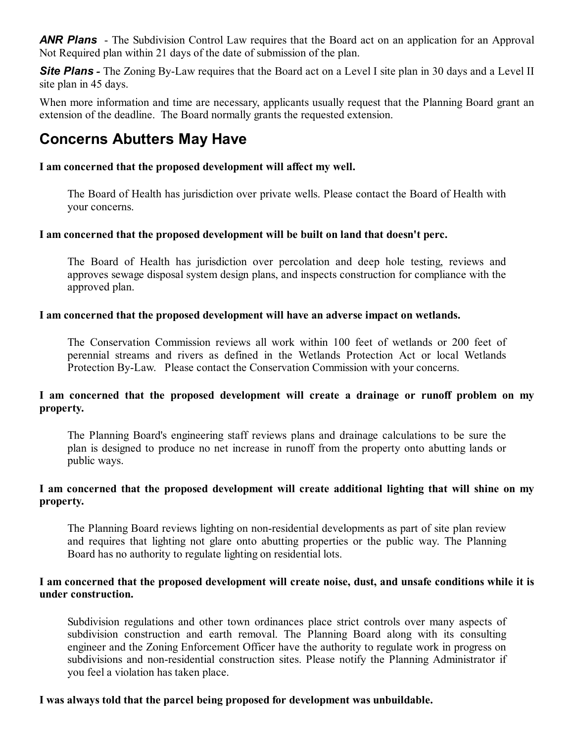***ANR Plans*** - The Subdivision Control Law requires that the Board act on an application for an Approval Not Required plan within 21 days of the date of submission of the plan.

***Site Plans*** - The Zoning By-Law requires that the Board act on a Level I site plan in 30 days and a Level II site plan in 45 days.

When more information and time are necessary, applicants usually request that the Planning Board grant an extension of the deadline. The Board normally grants the requested extension.

## Concerns Abutters May Have

**I am concerned that the proposed development will affect my well.**

> The Board of Health has jurisdiction over private wells. Please contact the Board of Health with your concerns.

**I am concerned that the proposed development will be built on land that doesn't perc.**

> The Board of Health has jurisdiction over percolation and deep hole testing, reviews and approves sewage disposal system design plans, and inspects construction for compliance with the approved plan.

**I am concerned that the proposed development will have an adverse impact on wetlands.**

> The Conservation Commission reviews all work within 100 feet of wetlands or 200 feet of perennial streams and rivers as defined in the Wetlands Protection Act or local Wetlands Protection By-Law. Please contact the Conservation Commission with your concerns.

**I am concerned that the proposed development will create a drainage or runoff problem on my property.**

> The Planning Board's engineering staff reviews plans and drainage calculations to be sure the plan is designed to produce no net increase in runoff from the property onto abutting lands or public ways.

**I am concerned that the proposed development will create additional lighting that will shine on my property.**

> The Planning Board reviews lighting on non-residential developments as part of site plan review and requires that lighting not glare onto abutting properties or the public way. The Planning Board has no authority to regulate lighting on residential lots.

**I am concerned that the proposed development will create noise, dust, and unsafe conditions while it is under construction.**

> Subdivision regulations and other town ordinances place strict controls over many aspects of subdivision construction and earth removal. The Planning Board along with its consulting engineer and the Zoning Enforcement Officer have the authority to regulate work in progress on subdivisions and non-residential construction sites. Please notify the Planning Administrator if you feel a violation has taken place.

**I was always told that the parcel being proposed for development was unbuildable.**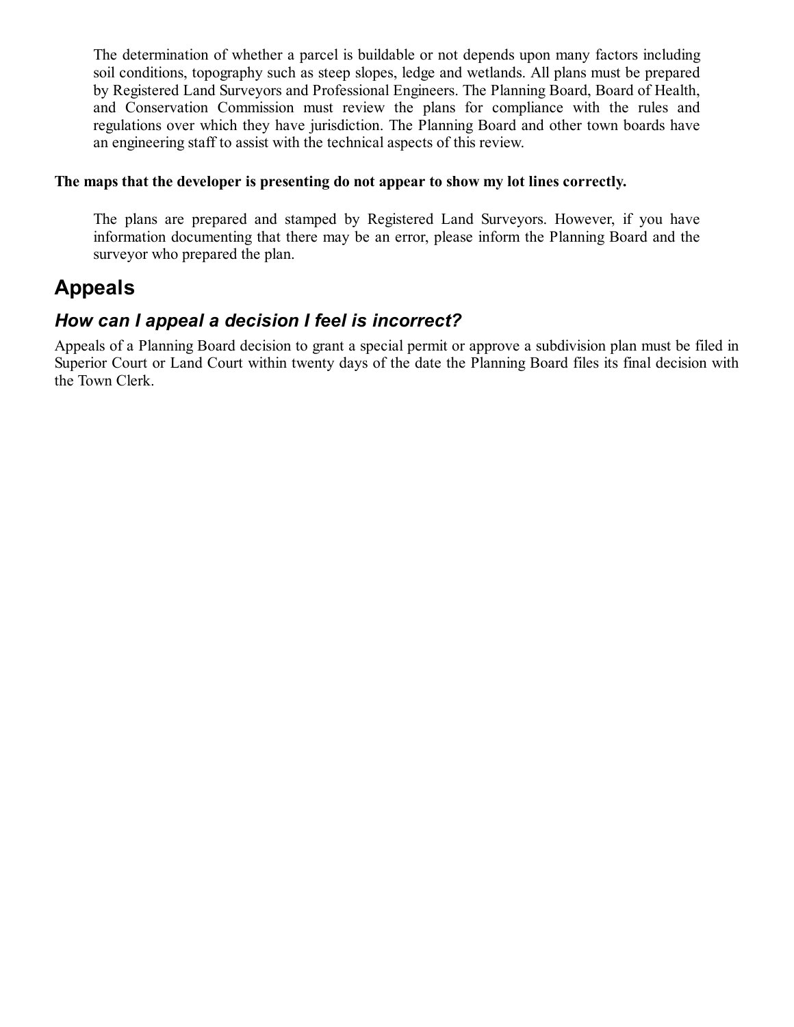The determination of whether a parcel is buildable or not depends upon many factors including soil conditions, topography such as steep slopes, ledge and wetlands. All plans must be prepared by Registered Land Surveyors and Professional Engineers. The Planning Board, Board of Health, and Conservation Commission must review the plans for compliance with the rules and regulations over which they have jurisdiction. The Planning Board and other town boards have an engineering staff to assist with the technical aspects of this review.

**The maps that the developer is presenting do not appear to show my lot lines correctly.**

The plans are prepared and stamped by Registered Land Surveyors. However, if you have information documenting that there may be an error, please inform the Planning Board and the surveyor who prepared the plan.

## Appeals

### *How can I appeal a decision I feel is incorrect?*

Appeals of a Planning Board decision to grant a special permit or approve a subdivision plan must be filed in Superior Court or Land Court within twenty days of the date the Planning Board files its final decision with the Town Clerk.